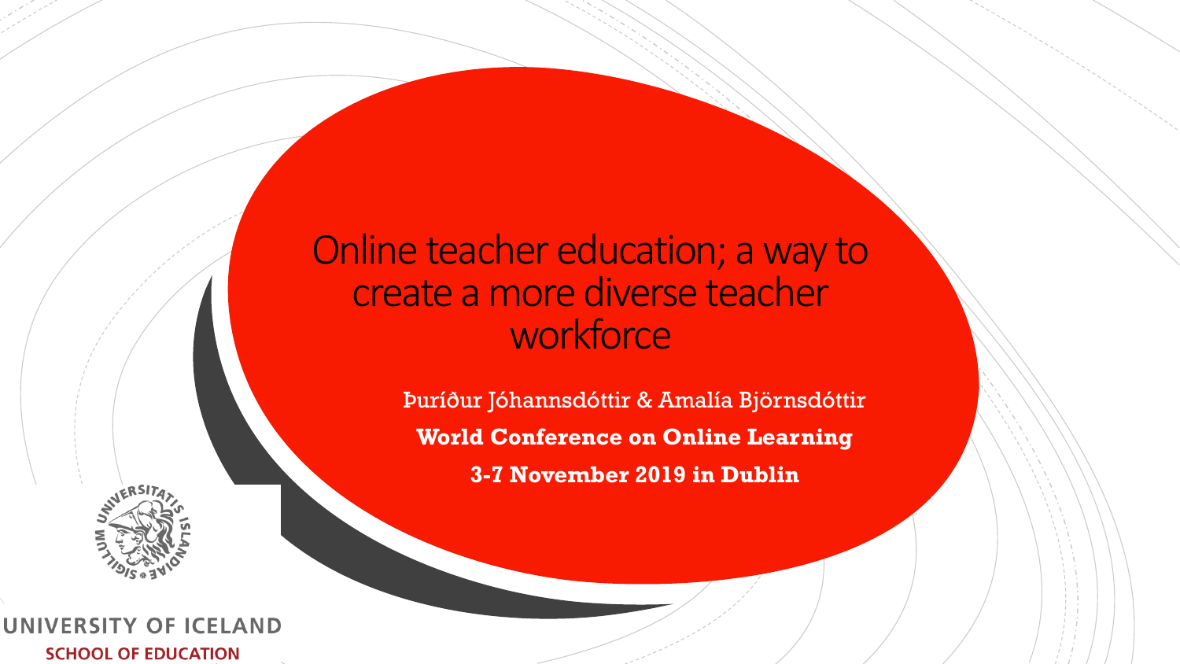# Online teacher education; a way to create a more diverse teacher workforce

Þuríður Jóhannsdóttir & Amalía Björnsdóttir

**World Conference on Online Learning**

**3-7 November 2019 in Dublin**

UNIVERSITY OF ICELAND

SCHOOL OF EDUCATION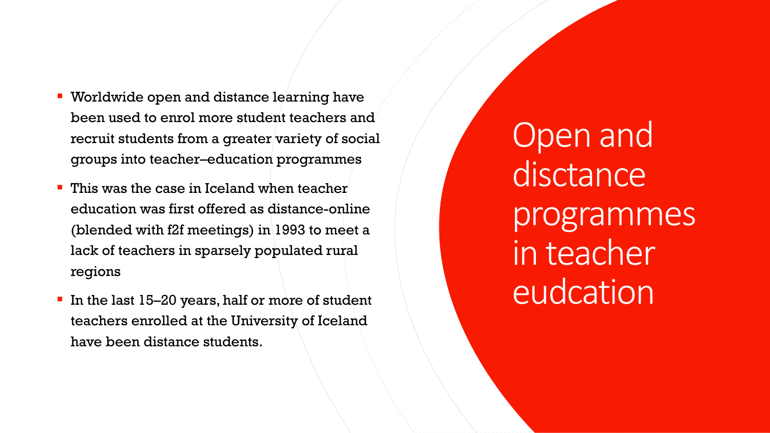# Open and disctance programmes in teacher eudcation

- Worldwide open and distance learning have been used to enrol more student teachers and recruit students from a greater variety of social groups into teacher–education programmes
- This was the case in Iceland when teacher education was first offered as distance-online (blended with f2f meetings) in 1993 to meet a lack of teachers in sparsely populated rural regions
- In the last 15–20 years, half or more of student teachers enrolled at the University of Iceland have been distance students.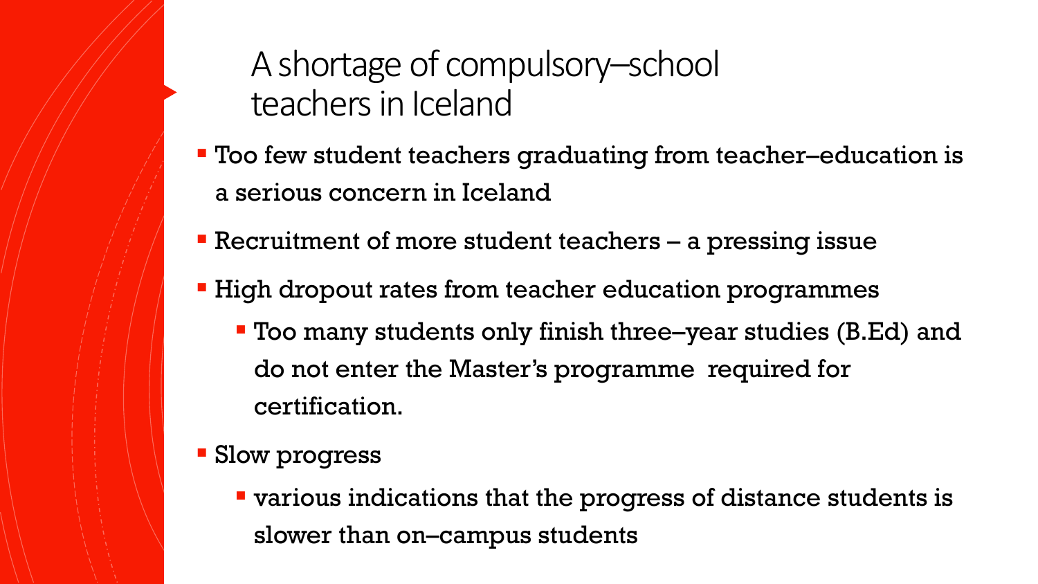# A shortage of compulsory–school teachers in Iceland

- Too few student teachers graduating from teacher–education is a serious concern in Iceland
- Recruitment of more student teachers – a pressing issue
- High dropout rates from teacher education programmes
  - Too many students only finish three–year studies (B.Ed) and do not enter the Master's programme required for certification.
- Slow progress
  - various indications that the progress of distance students is slower than on–campus students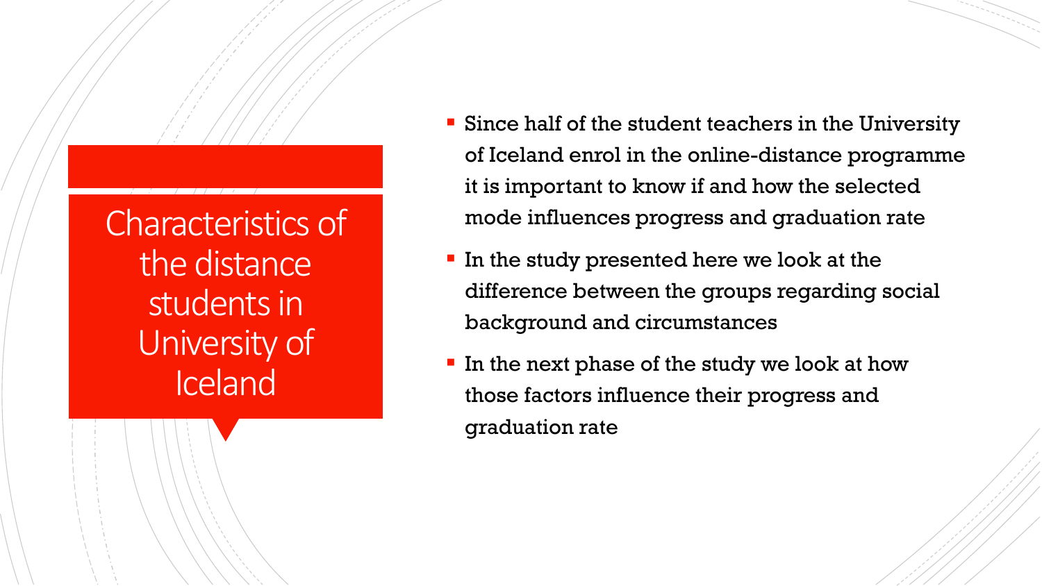# Characteristics of the distance students in University of Iceland

- Since half of the student teachers in the University of Iceland enrol in the online-distance programme it is important to know if and how the selected mode influences progress and graduation rate
- In the study presented here we look at the difference between the groups regarding social background and circumstances
- In the next phase of the study we look at how those factors influence their progress and graduation rate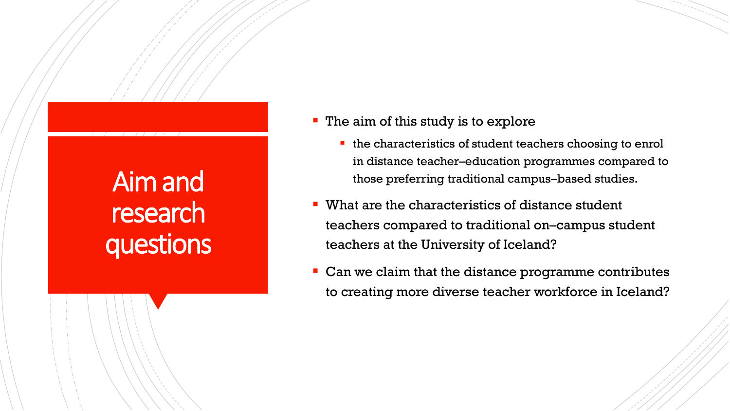# Aim and research questions

- The aim of this study is to explore
  - the characteristics of student teachers choosing to enrol in distance teacher–education programmes compared to those preferring traditional campus–based studies.
- What are the characteristics of distance student teachers compared to traditional on–campus student teachers at the University of Iceland?
- Can we claim that the distance programme contributes to creating more diverse teacher workforce in Iceland?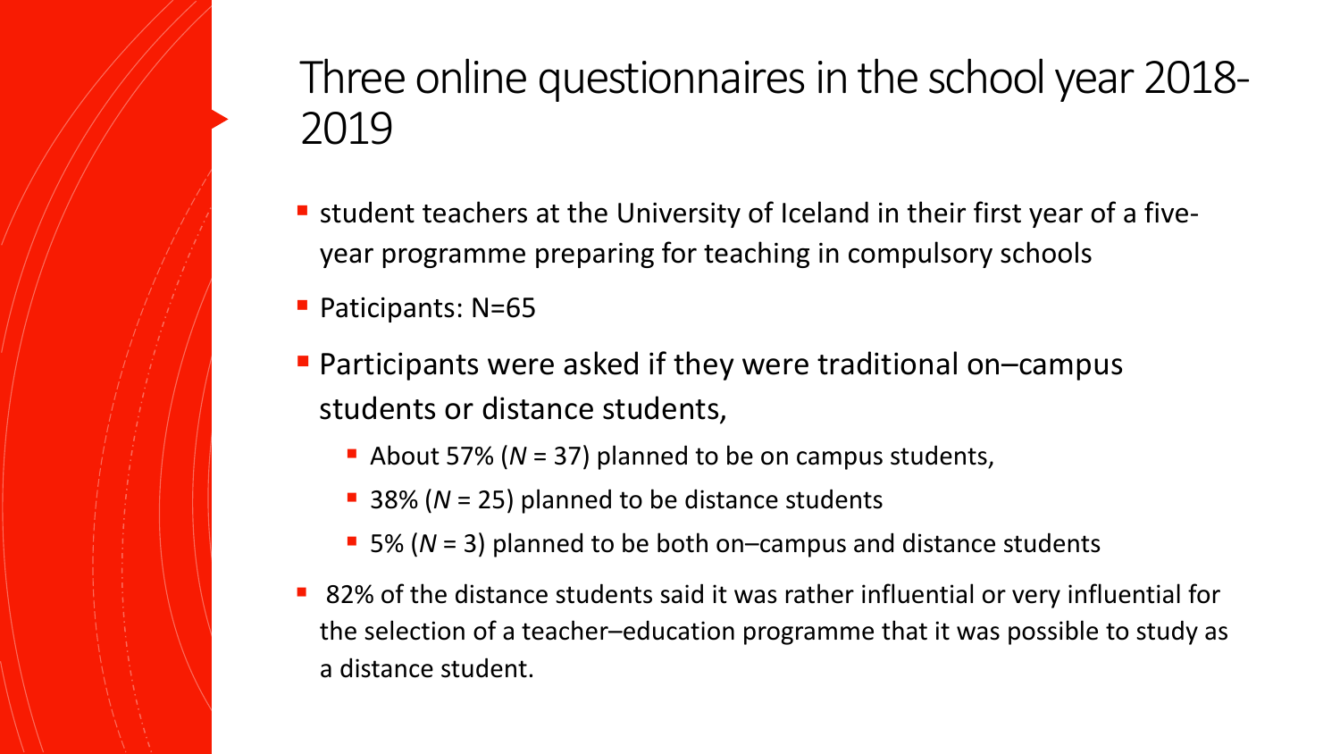# Three online questionnaires in the school year 2018-2019

- student teachers at the University of Iceland in their first year of a five-year programme preparing for teaching in compulsory schools
- Paticipants: N=65
- Participants were asked if they were traditional on–campus students or distance students,
  - About 57% ($N$ = 37) planned to be on campus students,
  - 38% ($N$ = 25) planned to be distance students
  - 5% ($N$ = 3) planned to be both on–campus and distance students
- 82% of the distance students said it was rather influential or very influential for the selection of a teacher–education programme that it was possible to study as a distance student.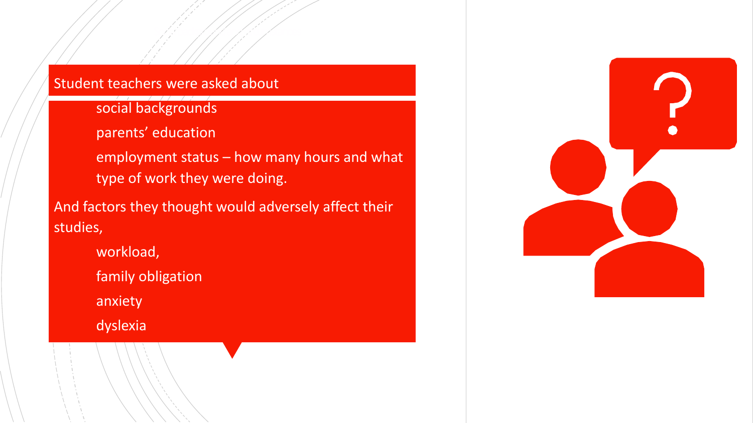Student teachers were asked about

- social backgrounds
- parents' education
- employment status – how many hours and what type of work they were doing.

And factors they thought would adversely affect their studies,

- workload,
- family obligation
- anxiety
- dyslexia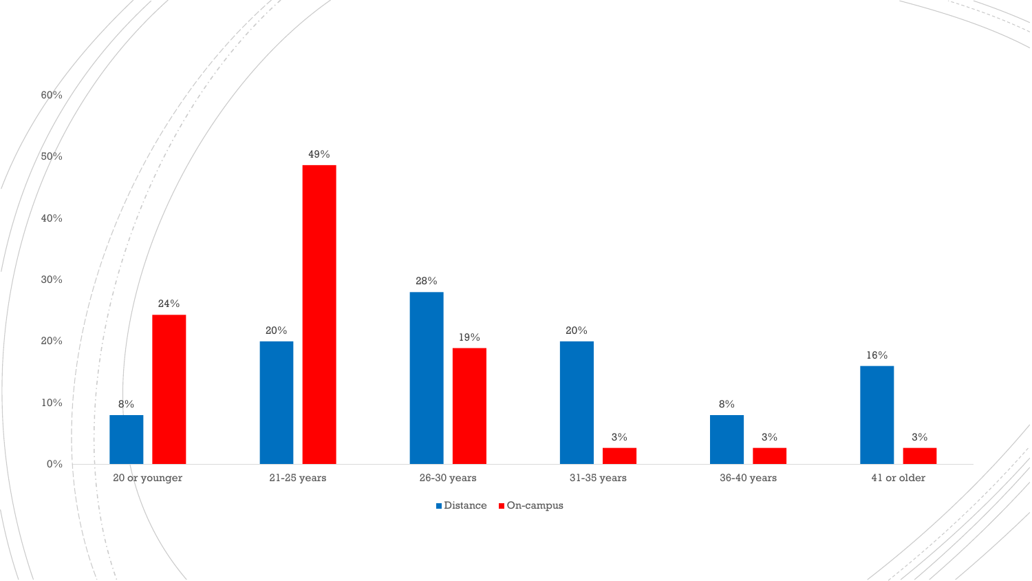| | 20 or younger | 21-25 years | 26-30 years | 31-35 years | 36-40 years | 41 or older |
|---|---|---|---|---|---|---|
| Distance | 8% | 20% | 28% | 20% | 8% | 16% |
| On-campus | 24% | 49% | 19% | 3% | 3% | 3% |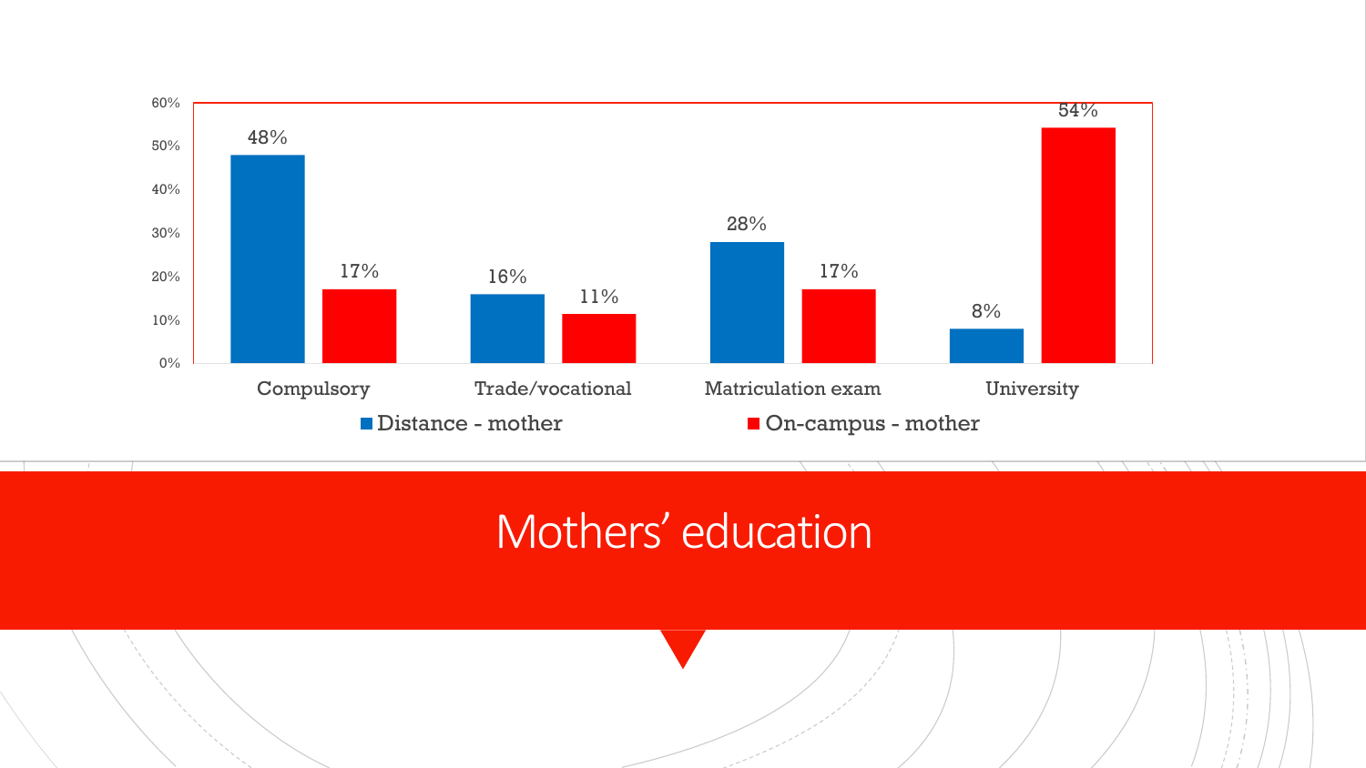# Mothers' education

| | Compulsory | Trade/vocational | Matriculation exam | University |
|---|---|---|---|---|
| Distance - mother | 48% | 16% | 28% | 8% |
| On-campus - mother | 17% | 11% | 17% | 54% |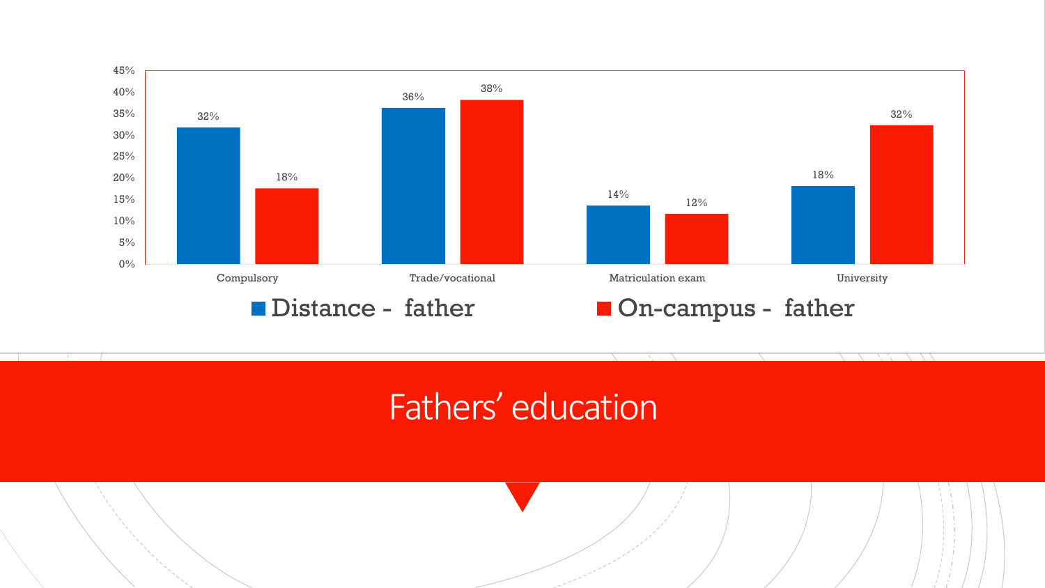# Fathers' education

| | Distance - father | On-campus - father |
|---|---|---|
| Compulsory | 32% | 18% |
| Trade/vocational | 36% | 38% |
| Matriculation exam | 14% | 12% |
| University | 18% | 32% |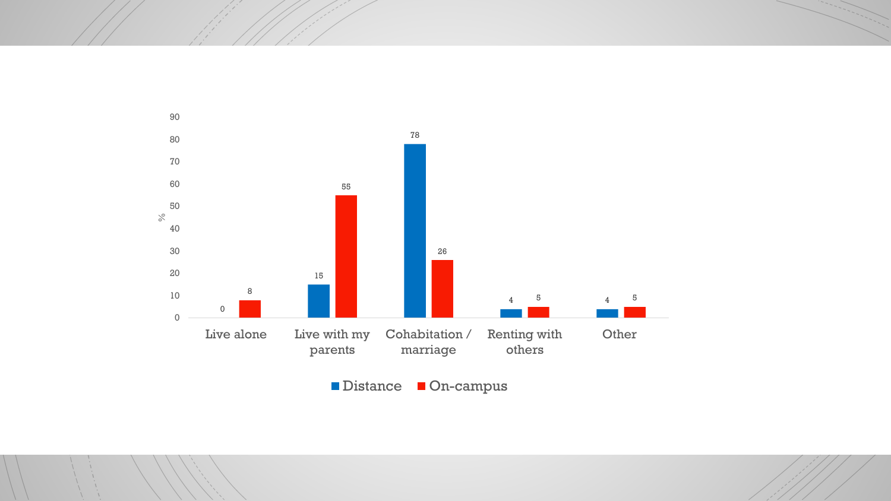| | Distance | On-campus |
|---|---|---|
| Live alone | 0 | 8 |
| Live with my parents | 15 | 55 |
| Cohabitation / marriage | 78 | 26 |
| Renting with others | 4 | 5 |
| Other | 4 | 5 |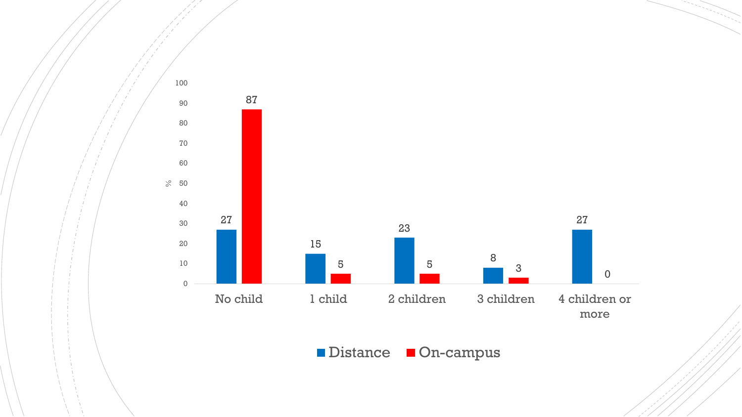| % | No child | 1 child | 2 children | 3 children | 4 children or more |
|---|---|---|---|---|---|
| Distance | 27 | 15 | 23 | 8 | 27 |
| On-campus | 87 | 5 | 5 | 3 | 0 |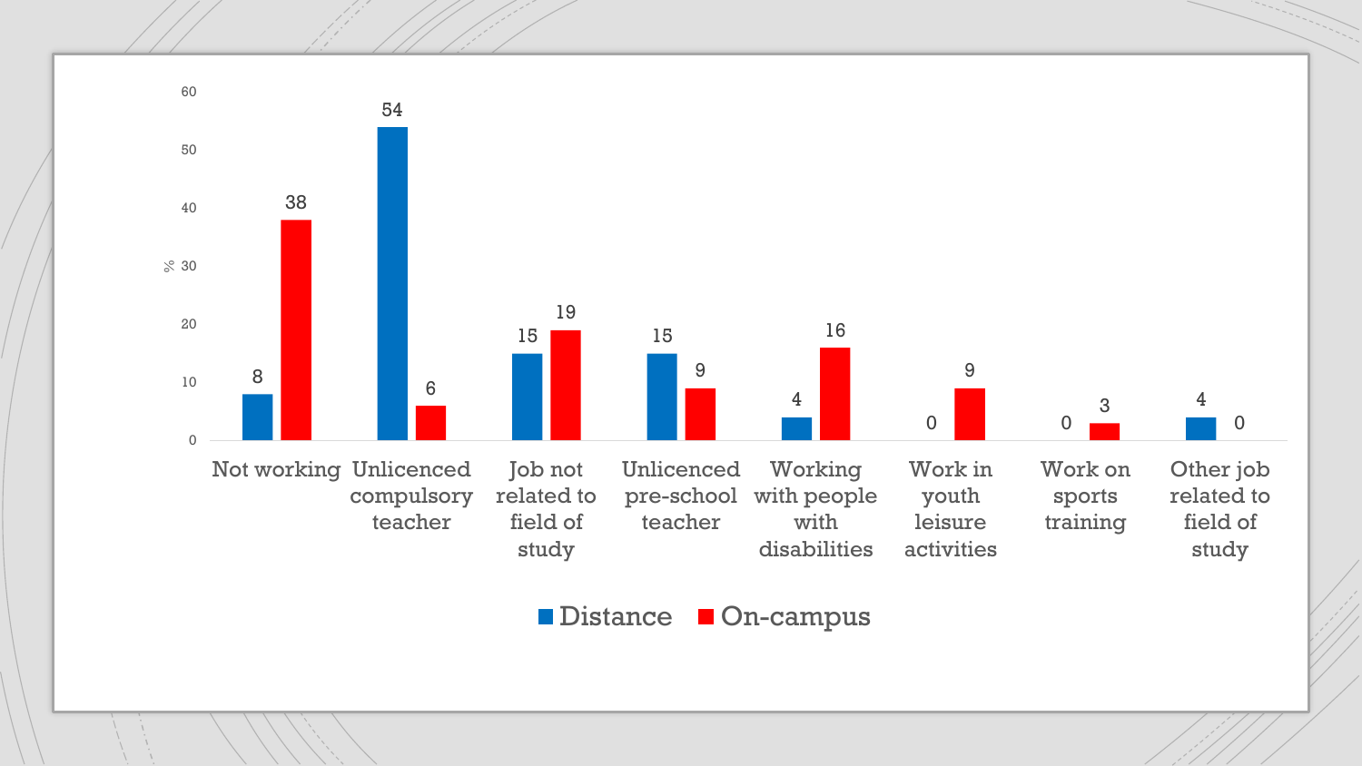| | Not working | Unlicenced compulsory teacher | Job not related to field of study | Unlicenced pre-school teacher | Working with people with disabilities | Work in youth leisure activities | Work on sports training | Other job related to field of study |
|---|---|---|---|---|---|---|---|---|
| Distance | 8 | 54 | 15 | 15 | 4 | 0 | 0 | 4 |
| On-campus | 38 | 6 | 19 | 9 | 16 | 9 | 3 | 0 |

%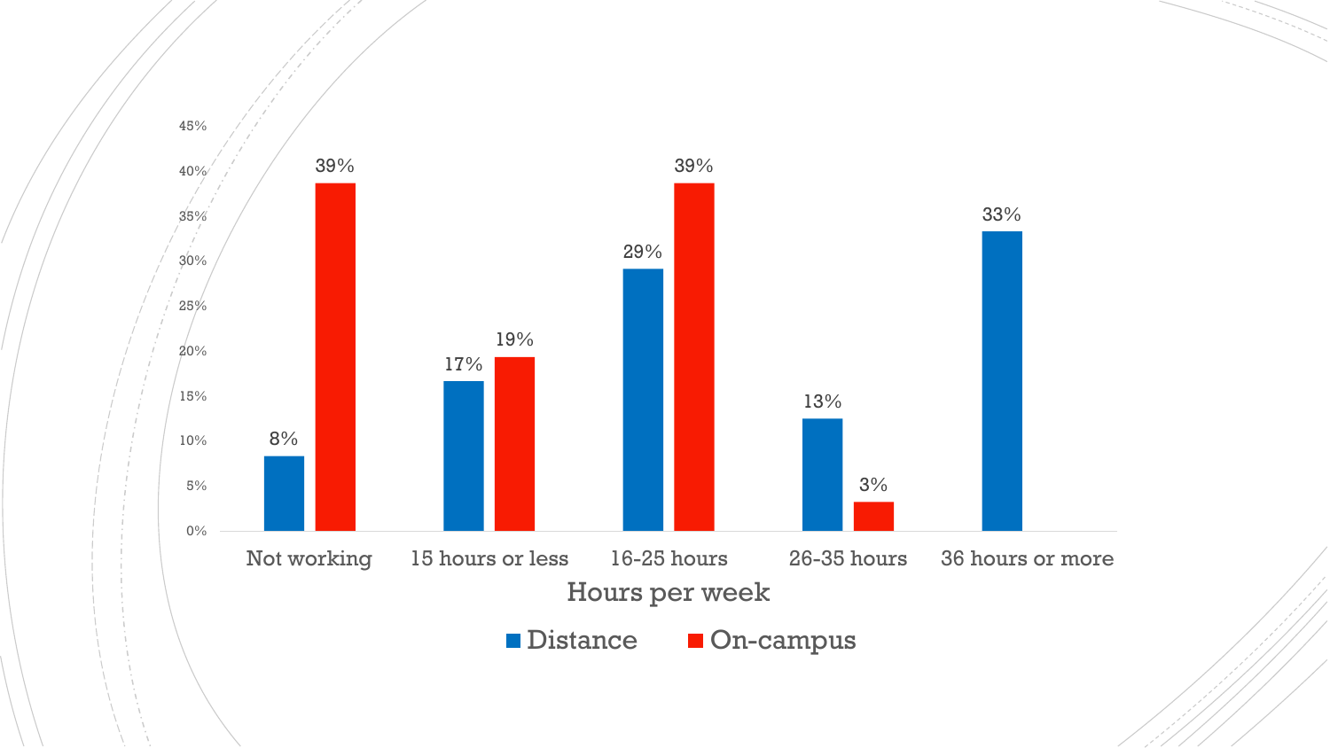| Hours per week | Distance | On-campus |
|---|---|---|
| Not working | 8% | 39% |
| 15 hours or less | 17% | 19% |
| 16-25 hours | 29% | 39% |
| 26-35 hours | 13% | 3% |
| 36 hours or more | 33% | |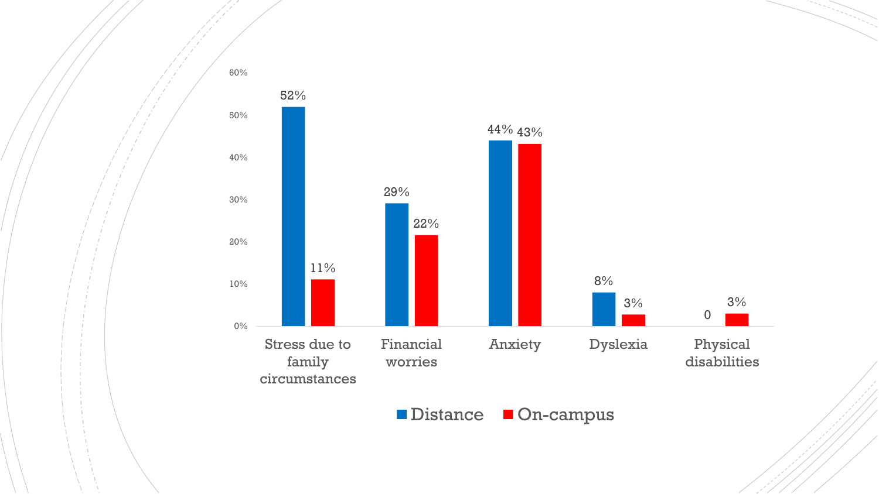| | Distance | On-campus |
|---|---|---|
| Stress due to family circumstances | 52% | 11% |
| Financial worries | 29% | 22% |
| Anxiety | 44% | 43% |
| Dyslexia | 8% | 3% |
| Physical disabilities | 0 | 3% |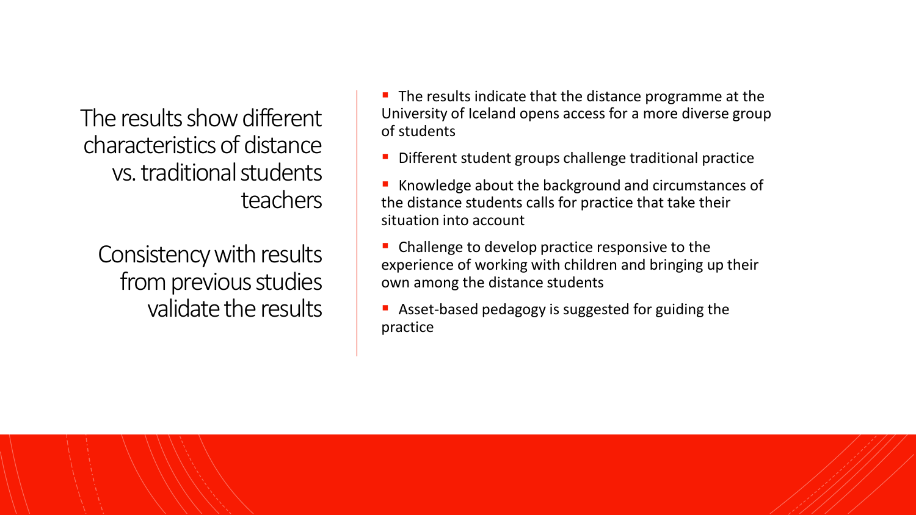The results show different characteristics of distance vs. traditional students teachers

Consistency with results from previous studies validate the results

- The results indicate that the distance programme at the University of Iceland opens access for a more diverse group of students
- Different student groups challenge traditional practice
- Knowledge about the background and circumstances of the distance students calls for practice that take their situation into account
- Challenge to develop practice responsive to the experience of working with children and bringing up their own among the distance students
- Asset-based pedagogy is suggested for guiding the practice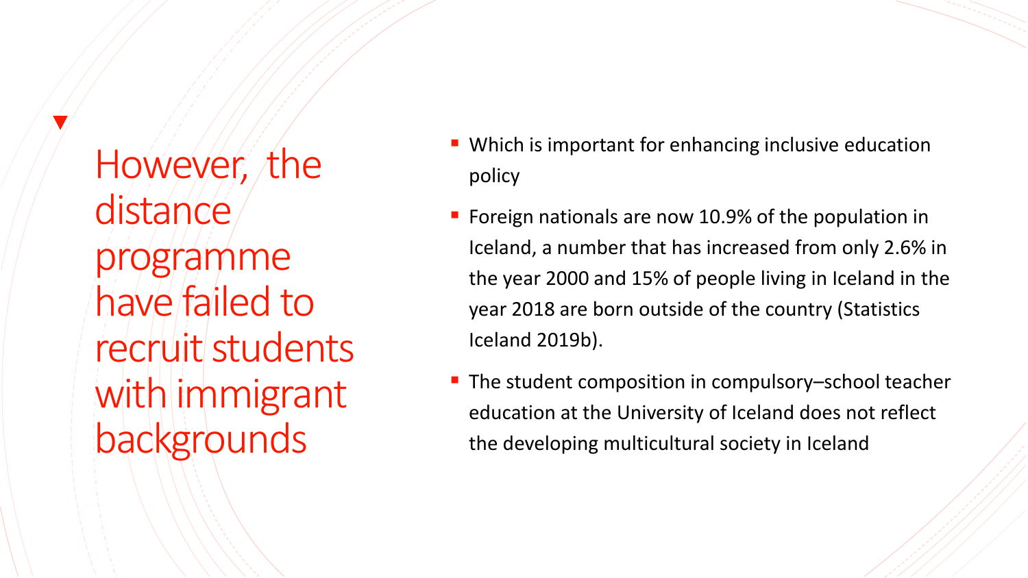# However, the distance programme have failed to recruit students with immigrant backgrounds

- Which is important for enhancing inclusive education policy
- Foreign nationals are now 10.9% of the population in Iceland, a number that has increased from only 2.6% in the year 2000 and 15% of people living in Iceland in the year 2018 are born outside of the country (Statistics Iceland 2019b).
- The student composition in compulsory–school teacher education at the University of Iceland does not reflect the developing multicultural society in Iceland